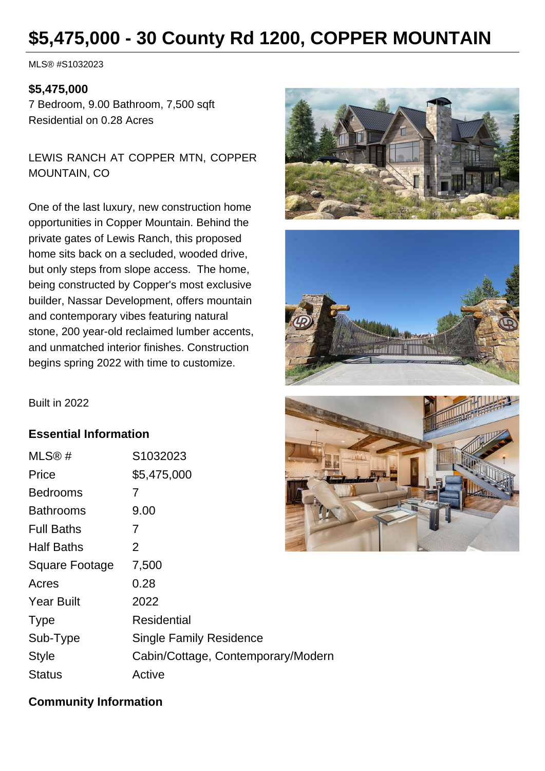# $5,475,000 - 30 County Rd 1200, COPPER MOUNTAIN

MLS® #S1032023

**$5,475,000**
7 Bedroom, 9.00 Bathroom, 7,500 sqft
Residential on 0.28 Acres

LEWIS RANCH AT COPPER MTN, COPPER MOUNTAIN, CO

One of the last luxury, new construction home opportunities in Copper Mountain. Behind the private gates of Lewis Ranch, this proposed home sits back on a secluded, wooded drive, but only steps from slope access. The home, being constructed by Copper's most exclusive builder, Nassar Development, offers mountain and contemporary vibes featuring natural stone, 200 year-old reclaimed lumber accents, and unmatched interior finishes. Construction begins spring 2022 with time to customize.

Built in 2022

## Essential Information

| | |
|---|---|
| MLS® # | S1032023 |
| Price | $5,475,000 |
| Bedrooms | 7 |
| Bathrooms | 9.00 |
| Full Baths | 7 |
| Half Baths | 2 |
| Square Footage | 7,500 |
| Acres | 0.28 |
| Year Built | 2022 |
| Type | Residential |
| Sub-Type | Single Family Residence |
| Style | Cabin/Cottage, Contemporary/Modern |
| Status | Active |

## Community Information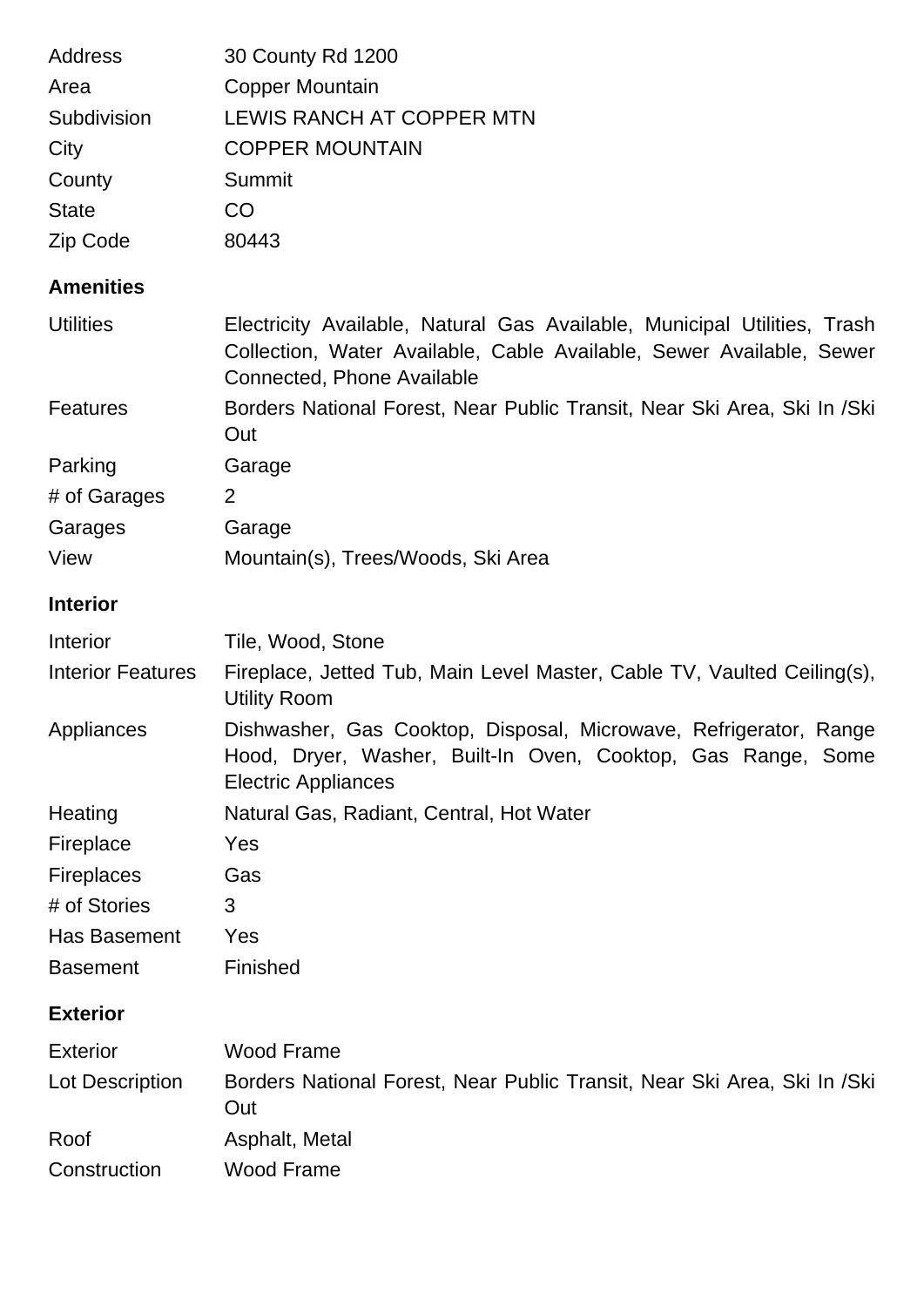| | |
|---|---|
| Address | 30 County Rd 1200 |
| Area | Copper Mountain |
| Subdivision | LEWIS RANCH AT COPPER MTN |
| City | COPPER MOUNTAIN |
| County | Summit |
| State | CO |
| Zip Code | 80443 |

## Amenities

| | |
|---|---|
| Utilities | Electricity Available, Natural Gas Available, Municipal Utilities, Trash Collection, Water Available, Cable Available, Sewer Available, Sewer Connected, Phone Available |
| Features | Borders National Forest, Near Public Transit, Near Ski Area, Ski In /Ski Out |
| Parking | Garage |
| # of Garages | 2 |
| Garages | Garage |
| View | Mountain(s), Trees/Woods, Ski Area |

## Interior

| | |
|---|---|
| Interior | Tile, Wood, Stone |
| Interior Features | Fireplace, Jetted Tub, Main Level Master, Cable TV, Vaulted Ceiling(s), Utility Room |
| Appliances | Dishwasher, Gas Cooktop, Disposal, Microwave, Refrigerator, Range Hood, Dryer, Washer, Built-In Oven, Cooktop, Gas Range, Some Electric Appliances |
| Heating | Natural Gas, Radiant, Central, Hot Water |
| Fireplace | Yes |
| Fireplaces | Gas |
| # of Stories | 3 |
| Has Basement | Yes |
| Basement | Finished |

## Exterior

| | |
|---|---|
| Exterior | Wood Frame |
| Lot Description | Borders National Forest, Near Public Transit, Near Ski Area, Ski In /Ski Out |
| Roof | Asphalt, Metal |
| Construction | Wood Frame |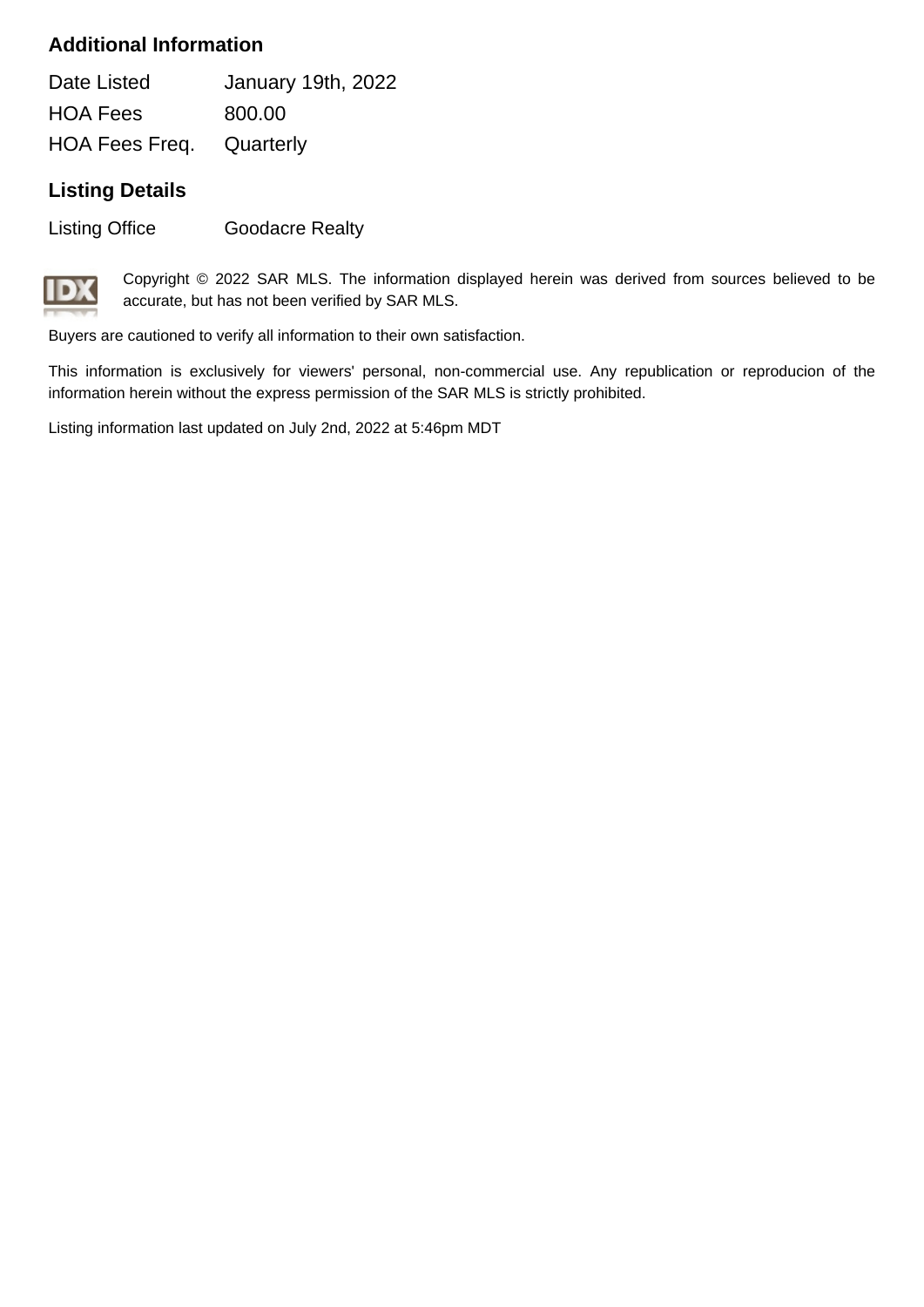## Additional Information

| | |
|---|---|
| Date Listed | January 19th, 2022 |
| HOA Fees | 800.00 |
| HOA Fees Freq. | Quarterly |

## Listing Details

| | |
|---|---|
| Listing Office | Goodacre Realty |

Copyright © 2022 SAR MLS. The information displayed herein was derived from sources believed to be accurate, but has not been verified by SAR MLS.

Buyers are cautioned to verify all information to their own satisfaction.

This information is exclusively for viewers' personal, non-commercial use. Any republication or reproducion of the information herein without the express permission of the SAR MLS is strictly prohibited.

Listing information last updated on July 2nd, 2022 at 5:46pm MDT